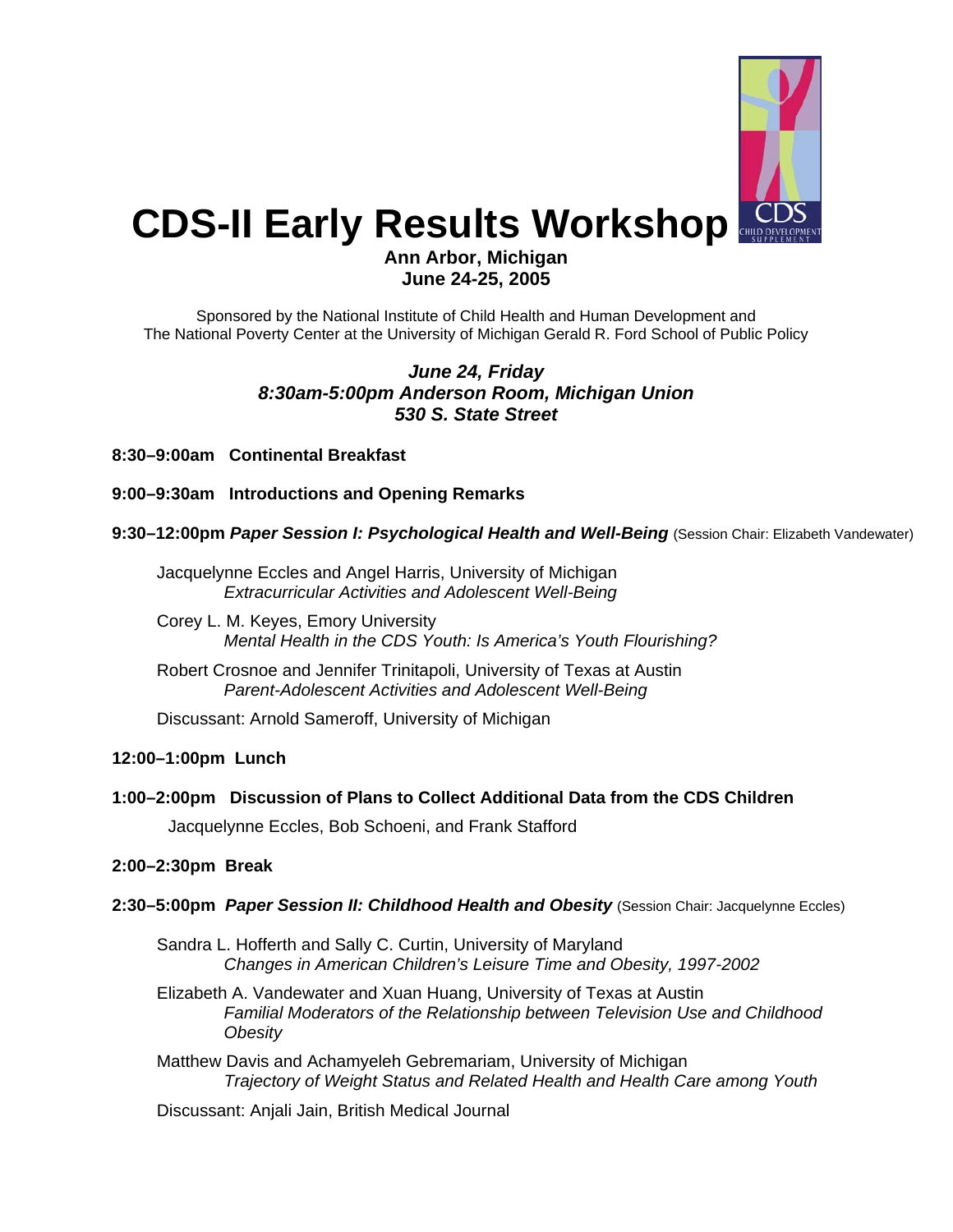# CDS-II Early Results Workshop

**Ann Arbor, Michigan**
**June 24-25, 2005**

Sponsored by the National Institute of Child Health and Human Development and
The National Poverty Center at the University of Michigan Gerald R. Ford School of Public Policy

***June 24, Friday***
***8:30am-5:00pm Anderson Room, Michigan Union***
***530 S. State Street***

**8:30–9:00am Continental Breakfast**

**9:00–9:30am Introductions and Opening Remarks**

**9:30–12:00pm *Paper Session I: Psychological Health and Well-Being*** (Session Chair: Elizabeth Vandewater)

Jacquelynne Eccles and Angel Harris, University of Michigan
*Extracurricular Activities and Adolescent Well-Being*

Corey L. M. Keyes, Emory University
*Mental Health in the CDS Youth: Is America's Youth Flourishing?*

Robert Crosnoe and Jennifer Trinitapoli, University of Texas at Austin
*Parent-Adolescent Activities and Adolescent Well-Being*

Discussant: Arnold Sameroff, University of Michigan

**12:00–1:00pm Lunch**

**1:00–2:00pm Discussion of Plans to Collect Additional Data from the CDS Children**

Jacquelynne Eccles, Bob Schoeni, and Frank Stafford

**2:00–2:30pm Break**

**2:30–5:00pm *Paper Session II: Childhood Health and Obesity*** (Session Chair: Jacquelynne Eccles)

Sandra L. Hofferth and Sally C. Curtin, University of Maryland
*Changes in American Children's Leisure Time and Obesity, 1997-2002*

Elizabeth A. Vandewater and Xuan Huang, University of Texas at Austin
*Familial Moderators of the Relationship between Television Use and Childhood Obesity*

Matthew Davis and Achamyeleh Gebremariam, University of Michigan
*Trajectory of Weight Status and Related Health and Health Care among Youth*

Discussant: Anjali Jain, British Medical Journal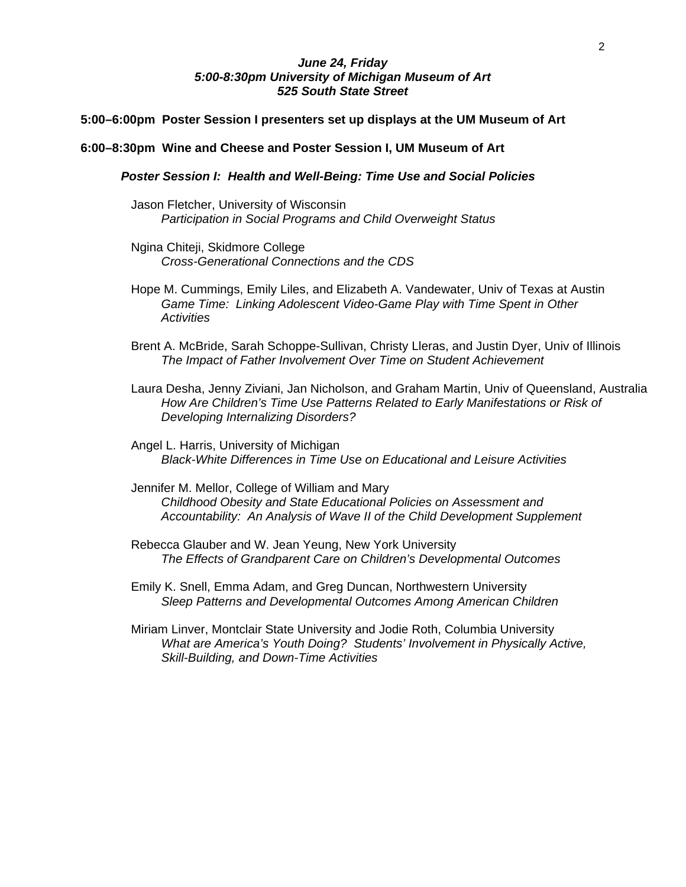***June 24, Friday***
***5:00-8:30pm University of Michigan Museum of Art***
***525 South State Street***

**5:00–6:00pm  Poster Session I presenters set up displays at the UM Museum of Art**

**6:00–8:30pm  Wine and Cheese and Poster Session I, UM Museum of Art**

***Poster Session I:  Health and Well-Being: Time Use and Social Policies***

Jason Fletcher, University of Wisconsin
*Participation in Social Programs and Child Overweight Status*

Ngina Chiteji, Skidmore College
*Cross-Generational Connections and the CDS*

Hope M. Cummings, Emily Liles, and Elizabeth A. Vandewater, Univ of Texas at Austin
*Game Time:  Linking Adolescent Video-Game Play with Time Spent in Other Activities*

Brent A. McBride, Sarah Schoppe-Sullivan, Christy Lleras, and Justin Dyer, Univ of Illinois
*The Impact of Father Involvement Over Time on Student Achievement*

Laura Desha, Jenny Ziviani, Jan Nicholson, and Graham Martin, Univ of Queensland, Australia
*How Are Children's Time Use Patterns Related to Early Manifestations or Risk of Developing Internalizing Disorders?*

Angel L. Harris, University of Michigan
*Black-White Differences in Time Use on Educational and Leisure Activities*

Jennifer M. Mellor, College of William and Mary
*Childhood Obesity and State Educational Policies on Assessment and Accountability:  An Analysis of Wave II of the Child Development Supplement*

Rebecca Glauber and W. Jean Yeung, New York University
*The Effects of Grandparent Care on Children's Developmental Outcomes*

Emily K. Snell, Emma Adam, and Greg Duncan, Northwestern University
*Sleep Patterns and Developmental Outcomes Among American Children*

Miriam Linver, Montclair State University and Jodie Roth, Columbia University
*What are America's Youth Doing?  Students' Involvement in Physically Active, Skill-Building, and Down-Time Activities*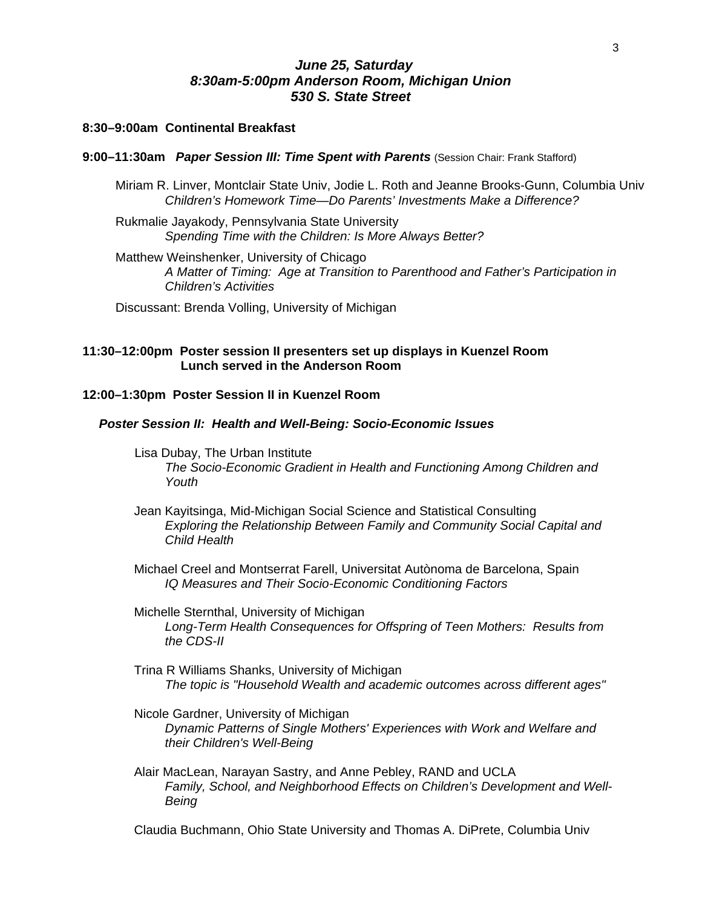### *June 25, Saturday*
### *8:30am-5:00pm Anderson Room, Michigan Union*
### *530 S. State Street*

**8:30–9:00am Continental Breakfast**

**9:00–11:30am** ***Paper Session III: Time Spent with Parents*** (Session Chair: Frank Stafford)

Miriam R. Linver, Montclair State Univ, Jodie L. Roth and Jeanne Brooks-Gunn, Columbia Univ
*Children's Homework Time—Do Parents' Investments Make a Difference?*

Rukmalie Jayakody, Pennsylvania State University
*Spending Time with the Children: Is More Always Better?*

Matthew Weinshenker, University of Chicago
*A Matter of Timing: Age at Transition to Parenthood and Father's Participation in Children's Activities*

Discussant: Brenda Volling, University of Michigan

**11:30–12:00pm Poster session II presenters set up displays in Kuenzel Room**
**Lunch served in the Anderson Room**

**12:00–1:30pm Poster Session II in Kuenzel Room**

***Poster Session II: Health and Well-Being: Socio-Economic Issues***

Lisa Dubay, The Urban Institute
*The Socio-Economic Gradient in Health and Functioning Among Children and Youth*

Jean Kayitsinga, Mid-Michigan Social Science and Statistical Consulting
*Exploring the Relationship Between Family and Community Social Capital and Child Health*

Michael Creel and Montserrat Farell, Universitat Autònoma de Barcelona, Spain
*IQ Measures and Their Socio-Economic Conditioning Factors*

Michelle Sternthal, University of Michigan
*Long-Term Health Consequences for Offspring of Teen Mothers: Results from the CDS-II*

Trina R Williams Shanks, University of Michigan
*The topic is "Household Wealth and academic outcomes across different ages"*

Nicole Gardner, University of Michigan
*Dynamic Patterns of Single Mothers' Experiences with Work and Welfare and their Children's Well-Being*

Alair MacLean, Narayan Sastry, and Anne Pebley, RAND and UCLA
*Family, School, and Neighborhood Effects on Children's Development and Well-Being*

Claudia Buchmann, Ohio State University and Thomas A. DiPrete, Columbia Univ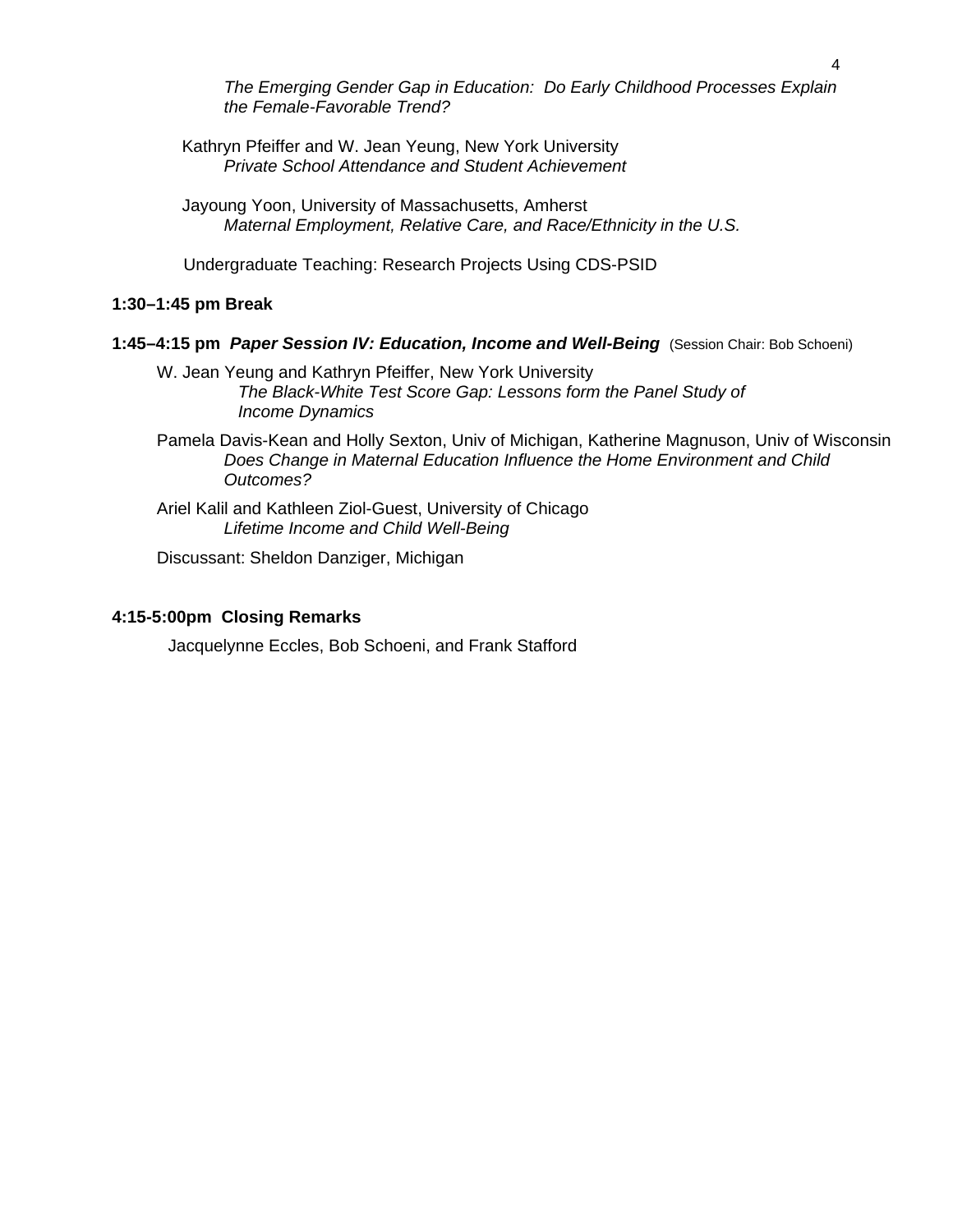*The Emerging Gender Gap in Education: Do Early Childhood Processes Explain the Female-Favorable Trend?*

Kathryn Pfeiffer and W. Jean Yeung, New York University
*Private School Attendance and Student Achievement*

Jayoung Yoon, University of Massachusetts, Amherst
*Maternal Employment, Relative Care, and Race/Ethnicity in the U.S.*

Undergraduate Teaching: Research Projects Using CDS-PSID

**1:30–1:45 pm Break**

**1:45–4:15 pm** ***Paper Session IV: Education, Income and Well-Being*** (Session Chair: Bob Schoeni)

W. Jean Yeung and Kathryn Pfeiffer, New York University
*The Black-White Test Score Gap: Lessons form the Panel Study of Income Dynamics*

Pamela Davis-Kean and Holly Sexton, Univ of Michigan, Katherine Magnuson, Univ of Wisconsin
*Does Change in Maternal Education Influence the Home Environment and Child Outcomes?*

Ariel Kalil and Kathleen Ziol-Guest, University of Chicago
*Lifetime Income and Child Well-Being*

Discussant: Sheldon Danziger, Michigan

**4:15-5:00pm Closing Remarks**

Jacquelynne Eccles, Bob Schoeni, and Frank Stafford